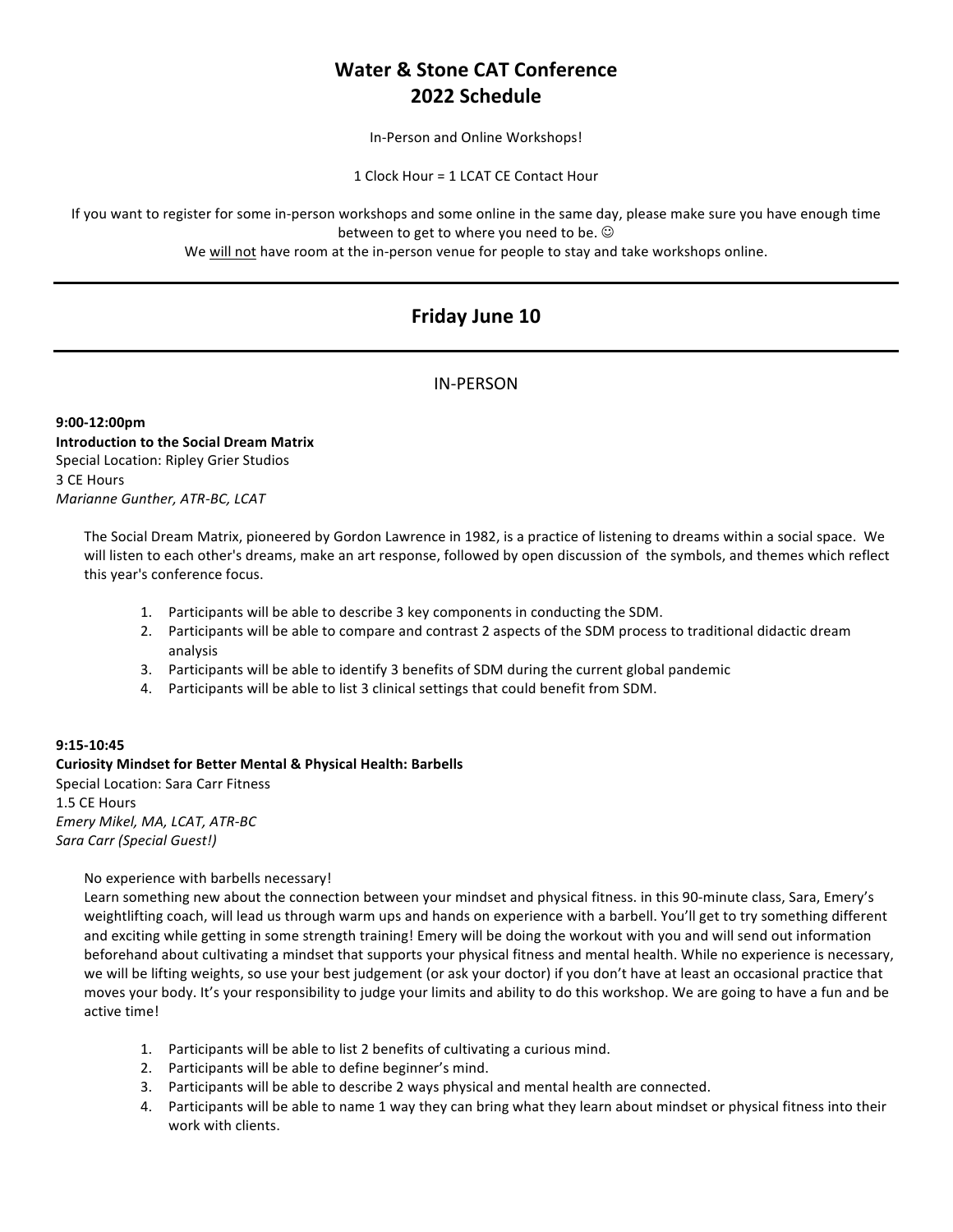# Water & Stone CAT Conference
# 2022 Schedule

In-Person and Online Workshops!

1 Clock Hour = 1 LCAT CE Contact Hour

If you want to register for some in-person workshops and some online in the same day, please make sure you have enough time between to get to where you need to be. ☺

We will not have room at the in-person venue for people to stay and take workshops online.

---

## Friday June 10

---

### IN-PERSON

**9:00-12:00pm**
**Introduction to the Social Dream Matrix**
Special Location: Ripley Grier Studios
3 CE Hours
*Marianne Gunther, ATR-BC, LCAT*

The Social Dream Matrix, pioneered by Gordon Lawrence in 1982, is a practice of listening to dreams within a social space. We will listen to each other's dreams, make an art response, followed by open discussion of the symbols, and themes which reflect this year's conference focus.

1. Participants will be able to describe 3 key components in conducting the SDM.
2. Participants will be able to compare and contrast 2 aspects of the SDM process to traditional didactic dream analysis
3. Participants will be able to identify 3 benefits of SDM during the current global pandemic
4. Participants will be able to list 3 clinical settings that could benefit from SDM.

**9:15-10:45**
**Curiosity Mindset for Better Mental & Physical Health: Barbells**
Special Location: Sara Carr Fitness
1.5 CE Hours
*Emery Mikel, MA, LCAT, ATR-BC*
*Sara Carr (Special Guest!)*

No experience with barbells necessary!
Learn something new about the connection between your mindset and physical fitness. in this 90-minute class, Sara, Emery's weightlifting coach, will lead us through warm ups and hands on experience with a barbell. You'll get to try something different and exciting while getting in some strength training! Emery will be doing the workout with you and will send out information beforehand about cultivating a mindset that supports your physical fitness and mental health. While no experience is necessary, we will be lifting weights, so use your best judgement (or ask your doctor) if you don't have at least an occasional practice that moves your body. It's your responsibility to judge your limits and ability to do this workshop. We are going to have a fun and be active time!

1. Participants will be able to list 2 benefits of cultivating a curious mind.
2. Participants will be able to define beginner's mind.
3. Participants will be able to describe 2 ways physical and mental health are connected.
4. Participants will be able to name 1 way they can bring what they learn about mindset or physical fitness into their work with clients.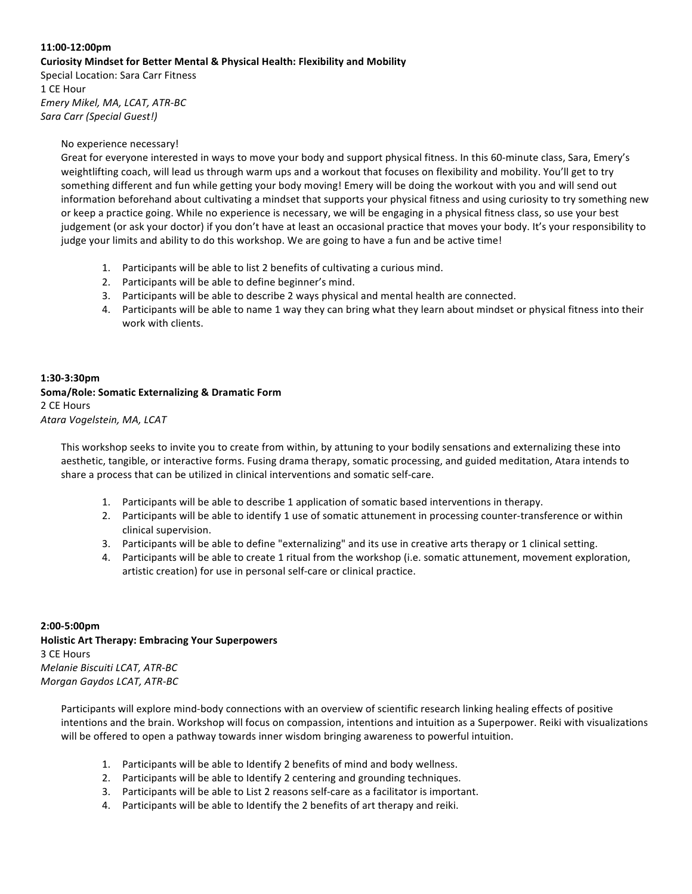**11:00-12:00pm**
**Curiosity Mindset for Better Mental & Physical Health: Flexibility and Mobility**
Special Location: Sara Carr Fitness
1 CE Hour
*Emery Mikel, MA, LCAT, ATR-BC*
*Sara Carr (Special Guest!)*

No experience necessary!
Great for everyone interested in ways to move your body and support physical fitness. In this 60-minute class, Sara, Emery's weightlifting coach, will lead us through warm ups and a workout that focuses on flexibility and mobility. You'll get to try something different and fun while getting your body moving! Emery will be doing the workout with you and will send out information beforehand about cultivating a mindset that supports your physical fitness and using curiosity to try something new or keep a practice going. While no experience is necessary, we will be engaging in a physical fitness class, so use your best judgement (or ask your doctor) if you don't have at least an occasional practice that moves your body. It's your responsibility to judge your limits and ability to do this workshop. We are going to have a fun and be active time!

1. Participants will be able to list 2 benefits of cultivating a curious mind.
2. Participants will be able to define beginner's mind.
3. Participants will be able to describe 2 ways physical and mental health are connected.
4. Participants will be able to name 1 way they can bring what they learn about mindset or physical fitness into their work with clients.

**1:30-3:30pm**
**Soma/Role: Somatic Externalizing & Dramatic Form**
2 CE Hours
*Atara Vogelstein, MA, LCAT*

This workshop seeks to invite you to create from within, by attuning to your bodily sensations and externalizing these into aesthetic, tangible, or interactive forms. Fusing drama therapy, somatic processing, and guided meditation, Atara intends to share a process that can be utilized in clinical interventions and somatic self-care.

1. Participants will be able to describe 1 application of somatic based interventions in therapy.
2. Participants will be able to identify 1 use of somatic attunement in processing counter-transference or within clinical supervision.
3. Participants will be able to define "externalizing" and its use in creative arts therapy or 1 clinical setting.
4. Participants will be able to create 1 ritual from the workshop (i.e. somatic attunement, movement exploration, artistic creation) for use in personal self-care or clinical practice.

**2:00-5:00pm**
**Holistic Art Therapy: Embracing Your Superpowers**
3 CE Hours
*Melanie Biscuiti LCAT, ATR-BC*
*Morgan Gaydos LCAT, ATR-BC*

Participants will explore mind-body connections with an overview of scientific research linking healing effects of positive intentions and the brain. Workshop will focus on compassion, intentions and intuition as a Superpower. Reiki with visualizations will be offered to open a pathway towards inner wisdom bringing awareness to powerful intuition.

1. Participants will be able to Identify 2 benefits of mind and body wellness.
2. Participants will be able to Identify 2 centering and grounding techniques.
3. Participants will be able to List 2 reasons self-care as a facilitator is important.
4. Participants will be able to Identify the 2 benefits of art therapy and reiki.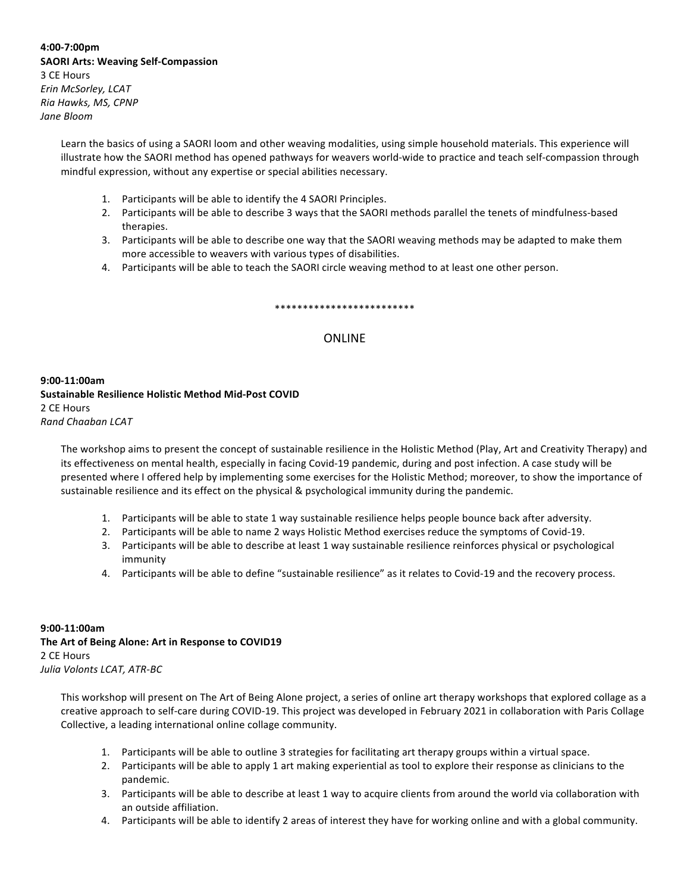**4:00-7:00pm**
**SAORI Arts: Weaving Self-Compassion**
3 CE Hours
*Erin McSorley, LCAT*
*Ria Hawks, MS, CPNP*
*Jane Bloom*

Learn the basics of using a SAORI loom and other weaving modalities, using simple household materials. This experience will illustrate how the SAORI method has opened pathways for weavers world-wide to practice and teach self-compassion through mindful expression, without any expertise or special abilities necessary.

1. Participants will be able to identify the 4 SAORI Principles.
2. Participants will be able to describe 3 ways that the SAORI methods parallel the tenets of mindfulness-based therapies.
3. Participants will be able to describe one way that the SAORI weaving methods may be adapted to make them more accessible to weavers with various types of disabilities.
4. Participants will be able to teach the SAORI circle weaving method to at least one other person.

*************************

ONLINE

**9:00-11:00am**
**Sustainable Resilience Holistic Method Mid-Post COVID**
2 CE Hours
*Rand Chaaban LCAT*

The workshop aims to present the concept of sustainable resilience in the Holistic Method (Play, Art and Creativity Therapy) and its effectiveness on mental health, especially in facing Covid-19 pandemic, during and post infection. A case study will be presented where I offered help by implementing some exercises for the Holistic Method; moreover, to show the importance of sustainable resilience and its effect on the physical & psychological immunity during the pandemic.

1. Participants will be able to state 1 way sustainable resilience helps people bounce back after adversity.
2. Participants will be able to name 2 ways Holistic Method exercises reduce the symptoms of Covid-19.
3. Participants will be able to describe at least 1 way sustainable resilience reinforces physical or psychological immunity
4. Participants will be able to define "sustainable resilience" as it relates to Covid-19 and the recovery process.

**9:00-11:00am**
**The Art of Being Alone: Art in Response to COVID19**
2 CE Hours
*Julia Volonts LCAT, ATR-BC*

This workshop will present on The Art of Being Alone project, a series of online art therapy workshops that explored collage as a creative approach to self-care during COVID-19. This project was developed in February 2021 in collaboration with Paris Collage Collective, a leading international online collage community.

1. Participants will be able to outline 3 strategies for facilitating art therapy groups within a virtual space.
2. Participants will be able to apply 1 art making experiential as tool to explore their response as clinicians to the pandemic.
3. Participants will be able to describe at least 1 way to acquire clients from around the world via collaboration with an outside affiliation.
4. Participants will be able to identify 2 areas of interest they have for working online and with a global community.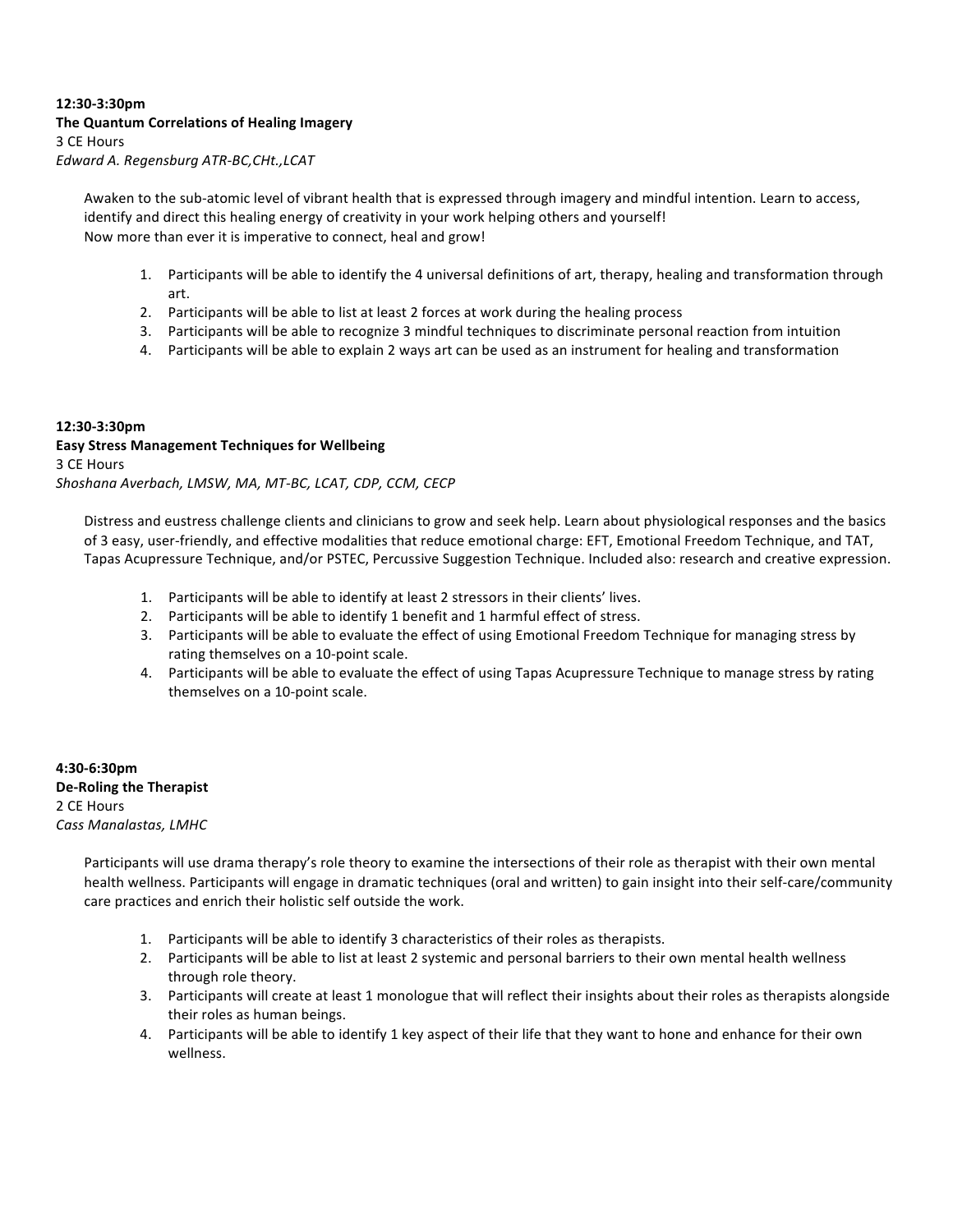**12:30-3:30pm**
**The Quantum Correlations of Healing Imagery**
3 CE Hours
*Edward A. Regensburg ATR-BC,CHt.,LCAT*

Awaken to the sub-atomic level of vibrant health that is expressed through imagery and mindful intention. Learn to access, identify and direct this healing energy of creativity in your work helping others and yourself!
Now more than ever it is imperative to connect, heal and grow!

1. Participants will be able to identify the 4 universal definitions of art, therapy, healing and transformation through art.
2. Participants will be able to list at least 2 forces at work during the healing process
3. Participants will be able to recognize 3 mindful techniques to discriminate personal reaction from intuition
4. Participants will be able to explain 2 ways art can be used as an instrument for healing and transformation

**12:30-3:30pm**
**Easy Stress Management Techniques for Wellbeing**
3 CE Hours
*Shoshana Averbach, LMSW, MA, MT-BC, LCAT, CDP, CCM, CECP*

Distress and eustress challenge clients and clinicians to grow and seek help. Learn about physiological responses and the basics of 3 easy, user-friendly, and effective modalities that reduce emotional charge: EFT, Emotional Freedom Technique, and TAT, Tapas Acupressure Technique, and/or PSTEC, Percussive Suggestion Technique. Included also: research and creative expression.

1. Participants will be able to identify at least 2 stressors in their clients' lives.
2. Participants will be able to identify 1 benefit and 1 harmful effect of stress.
3. Participants will be able to evaluate the effect of using Emotional Freedom Technique for managing stress by rating themselves on a 10-point scale.
4. Participants will be able to evaluate the effect of using Tapas Acupressure Technique to manage stress by rating themselves on a 10-point scale.

**4:30-6:30pm**
**De-Roling the Therapist**
2 CE Hours
*Cass Manalastas, LMHC*

Participants will use drama therapy's role theory to examine the intersections of their role as therapist with their own mental health wellness. Participants will engage in dramatic techniques (oral and written) to gain insight into their self-care/community care practices and enrich their holistic self outside the work.

1. Participants will be able to identify 3 characteristics of their roles as therapists.
2. Participants will be able to list at least 2 systemic and personal barriers to their own mental health wellness through role theory.
3. Participants will create at least 1 monologue that will reflect their insights about their roles as therapists alongside their roles as human beings.
4. Participants will be able to identify 1 key aspect of their life that they want to hone and enhance for their own wellness.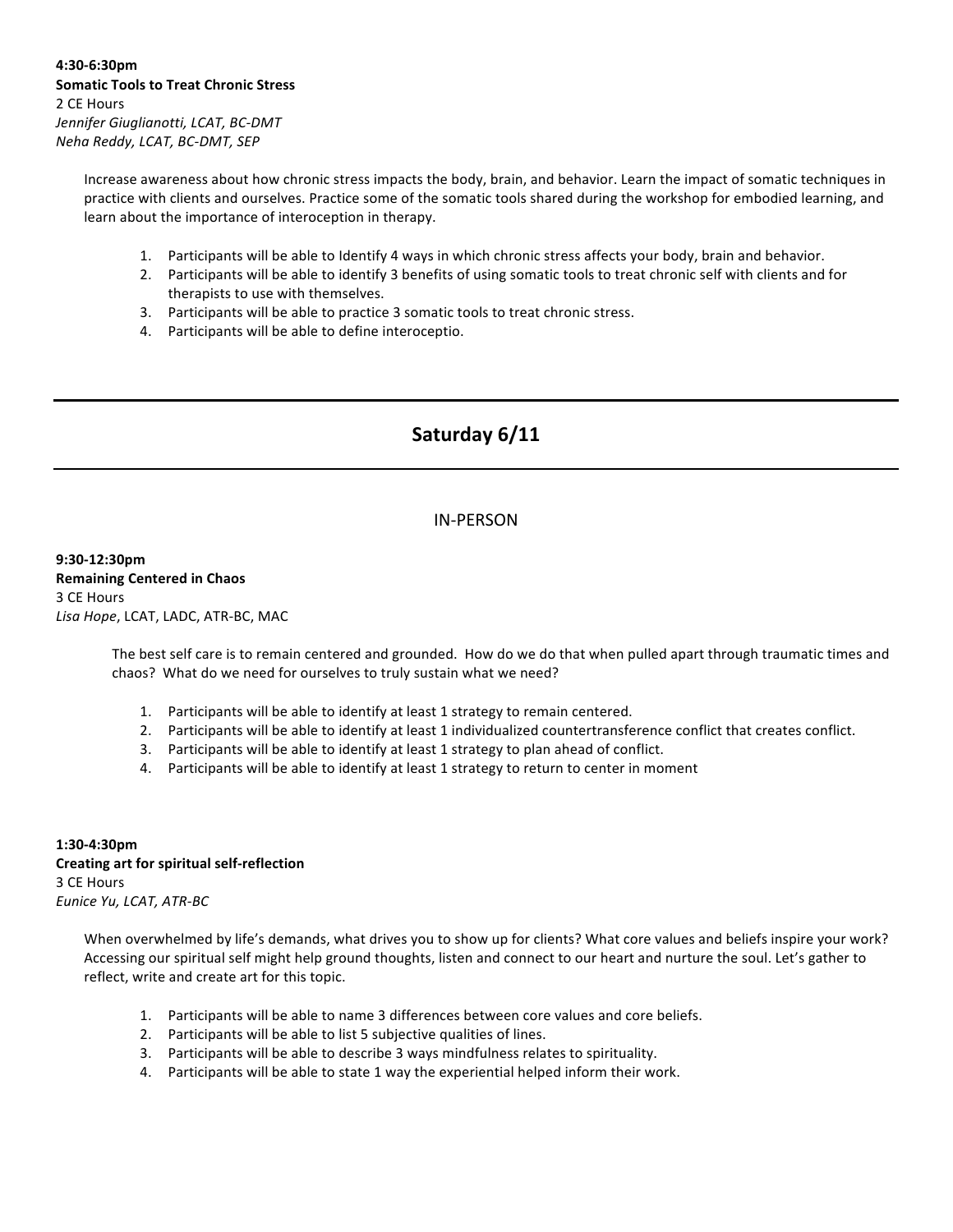**4:30-6:30pm**
**Somatic Tools to Treat Chronic Stress**
2 CE Hours
*Jennifer Giuglianotti, LCAT, BC-DMT*
*Neha Reddy, LCAT, BC-DMT, SEP*

Increase awareness about how chronic stress impacts the body, brain, and behavior. Learn the impact of somatic techniques in practice with clients and ourselves. Practice some of the somatic tools shared during the workshop for embodied learning, and learn about the importance of interoception in therapy.

1. Participants will be able to Identify 4 ways in which chronic stress affects your body, brain and behavior.
2. Participants will be able to identify 3 benefits of using somatic tools to treat chronic self with clients and for therapists to use with themselves.
3. Participants will be able to practice 3 somatic tools to treat chronic stress.
4. Participants will be able to define interoceptio.

---

## Saturday 6/11

---

### IN-PERSON

**9:30-12:30pm**
**Remaining Centered in Chaos**
3 CE Hours
*Lisa Hope*, LCAT, LADC, ATR-BC, MAC

The best self care is to remain centered and grounded. How do we do that when pulled apart through traumatic times and chaos? What do we need for ourselves to truly sustain what we need?

1. Participants will be able to identify at least 1 strategy to remain centered.
2. Participants will be able to identify at least 1 individualized countertransference conflict that creates conflict.
3. Participants will be able to identify at least 1 strategy to plan ahead of conflict.
4. Participants will be able to identify at least 1 strategy to return to center in moment

**1:30-4:30pm**
**Creating art for spiritual self-reflection**
3 CE Hours
*Eunice Yu, LCAT, ATR-BC*

When overwhelmed by life's demands, what drives you to show up for clients? What core values and beliefs inspire your work? Accessing our spiritual self might help ground thoughts, listen and connect to our heart and nurture the soul. Let's gather to reflect, write and create art for this topic.

1. Participants will be able to name 3 differences between core values and core beliefs.
2. Participants will be able to list 5 subjective qualities of lines.
3. Participants will be able to describe 3 ways mindfulness relates to spirituality.
4. Participants will be able to state 1 way the experiential helped inform their work.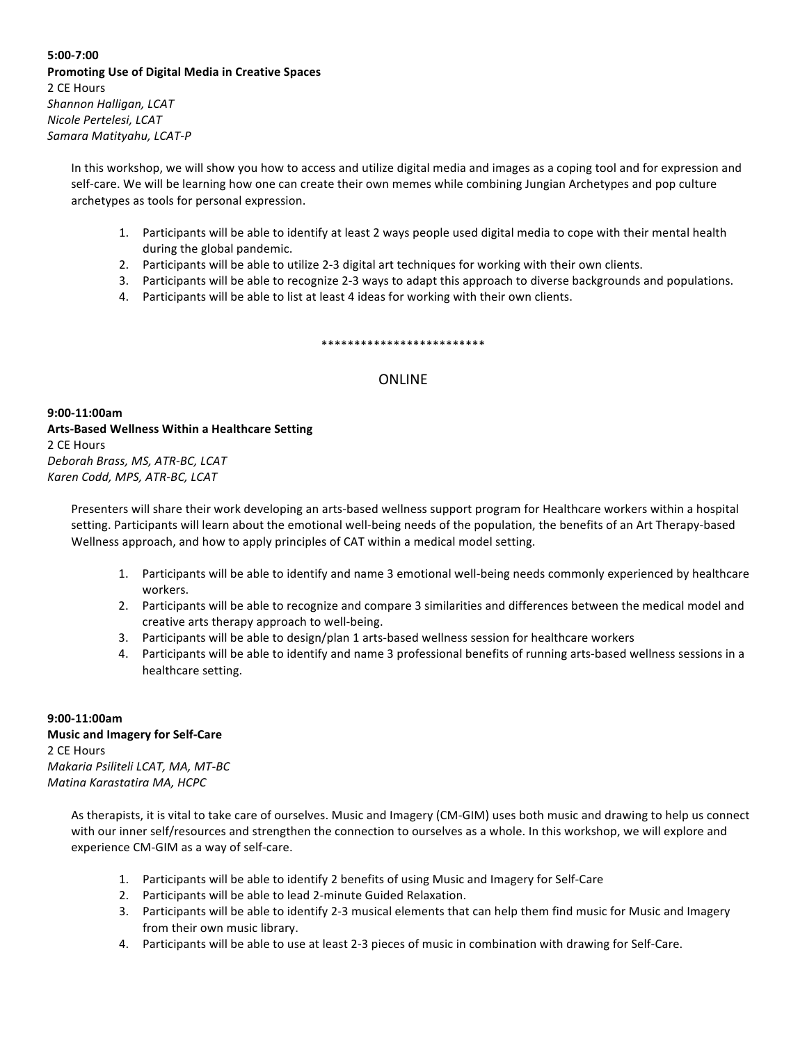**5:00-7:00**
**Promoting Use of Digital Media in Creative Spaces**
2 CE Hours
*Shannon Halligan, LCAT*
*Nicole Pertelesi, LCAT*
*Samara Matityahu, LCAT-P*

In this workshop, we will show you how to access and utilize digital media and images as a coping tool and for expression and self-care. We will be learning how one can create their own memes while combining Jungian Archetypes and pop culture archetypes as tools for personal expression.

1. Participants will be able to identify at least 2 ways people used digital media to cope with their mental health during the global pandemic.
2. Participants will be able to utilize 2-3 digital art techniques for working with their own clients.
3. Participants will be able to recognize 2-3 ways to adapt this approach to diverse backgrounds and populations.
4. Participants will be able to list at least 4 ideas for working with their own clients.

*************************

## ONLINE

**9:00-11:00am**
**Arts-Based Wellness Within a Healthcare Setting**
2 CE Hours
*Deborah Brass, MS, ATR-BC, LCAT*
*Karen Codd, MPS, ATR-BC, LCAT*

Presenters will share their work developing an arts-based wellness support program for Healthcare workers within a hospital setting. Participants will learn about the emotional well-being needs of the population, the benefits of an Art Therapy-based Wellness approach, and how to apply principles of CAT within a medical model setting.

1. Participants will be able to identify and name 3 emotional well-being needs commonly experienced by healthcare workers.
2. Participants will be able to recognize and compare 3 similarities and differences between the medical model and creative arts therapy approach to well-being.
3. Participants will be able to design/plan 1 arts-based wellness session for healthcare workers
4. Participants will be able to identify and name 3 professional benefits of running arts-based wellness sessions in a healthcare setting.

**9:00-11:00am**
**Music and Imagery for Self-Care**
2 CE Hours
*Makaria Psiliteli LCAT, MA, MT-BC*
*Matina Karastatira MA, HCPC*

As therapists, it is vital to take care of ourselves. Music and Imagery (CM-GIM) uses both music and drawing to help us connect with our inner self/resources and strengthen the connection to ourselves as a whole. In this workshop, we will explore and experience CM-GIM as a way of self-care.

1. Participants will be able to identify 2 benefits of using Music and Imagery for Self-Care
2. Participants will be able to lead 2-minute Guided Relaxation.
3. Participants will be able to identify 2-3 musical elements that can help them find music for Music and Imagery from their own music library.
4. Participants will be able to use at least 2-3 pieces of music in combination with drawing for Self-Care.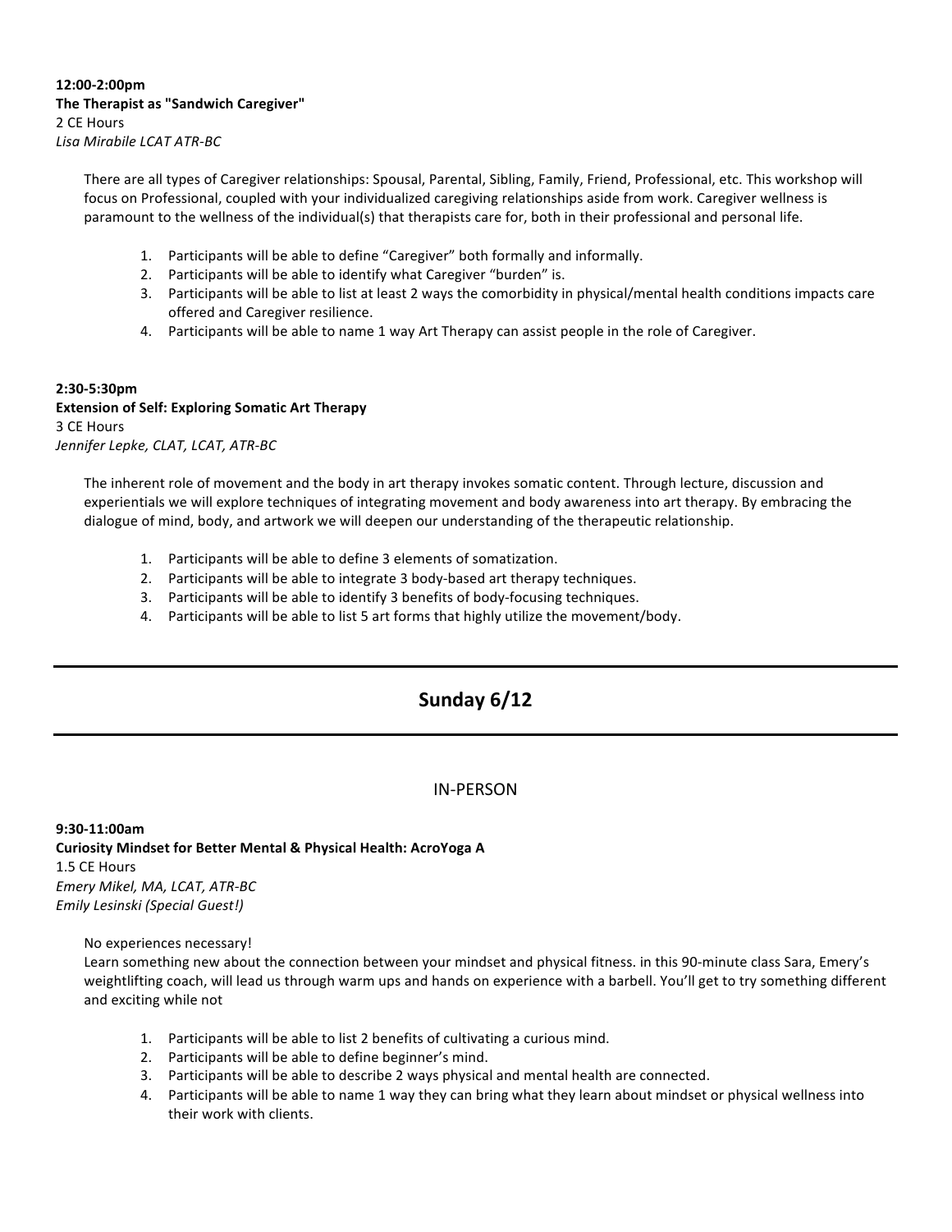**12:00-2:00pm**
**The Therapist as "Sandwich Caregiver"**
2 CE Hours
*Lisa Mirabile LCAT ATR-BC*

There are all types of Caregiver relationships: Spousal, Parental, Sibling, Family, Friend, Professional, etc. This workshop will focus on Professional, coupled with your individualized caregiving relationships aside from work. Caregiver wellness is paramount to the wellness of the individual(s) that therapists care for, both in their professional and personal life.

1. Participants will be able to define "Caregiver" both formally and informally.
2. Participants will be able to identify what Caregiver "burden" is.
3. Participants will be able to list at least 2 ways the comorbidity in physical/mental health conditions impacts care offered and Caregiver resilience.
4. Participants will be able to name 1 way Art Therapy can assist people in the role of Caregiver.

**2:30-5:30pm**
**Extension of Self: Exploring Somatic Art Therapy**
3 CE Hours
*Jennifer Lepke, CLAT, LCAT, ATR-BC*

The inherent role of movement and the body in art therapy invokes somatic content. Through lecture, discussion and experientials we will explore techniques of integrating movement and body awareness into art therapy. By embracing the dialogue of mind, body, and artwork we will deepen our understanding of the therapeutic relationship.

1. Participants will be able to define 3 elements of somatization.
2. Participants will be able to integrate 3 body-based art therapy techniques.
3. Participants will be able to identify 3 benefits of body-focusing techniques.
4. Participants will be able to list 5 art forms that highly utilize the movement/body.

---

## Sunday 6/12

---

### IN-PERSON

**9:30-11:00am**
**Curiosity Mindset for Better Mental & Physical Health: AcroYoga A**
1.5 CE Hours
*Emery Mikel, MA, LCAT, ATR-BC*
*Emily Lesinski (Special Guest!)*

No experiences necessary!
Learn something new about the connection between your mindset and physical fitness. in this 90-minute class Sara, Emery's weightlifting coach, will lead us through warm ups and hands on experience with a barbell. You'll get to try something different and exciting while not

1. Participants will be able to list 2 benefits of cultivating a curious mind.
2. Participants will be able to define beginner's mind.
3. Participants will be able to describe 2 ways physical and mental health are connected.
4. Participants will be able to name 1 way they can bring what they learn about mindset or physical wellness into their work with clients.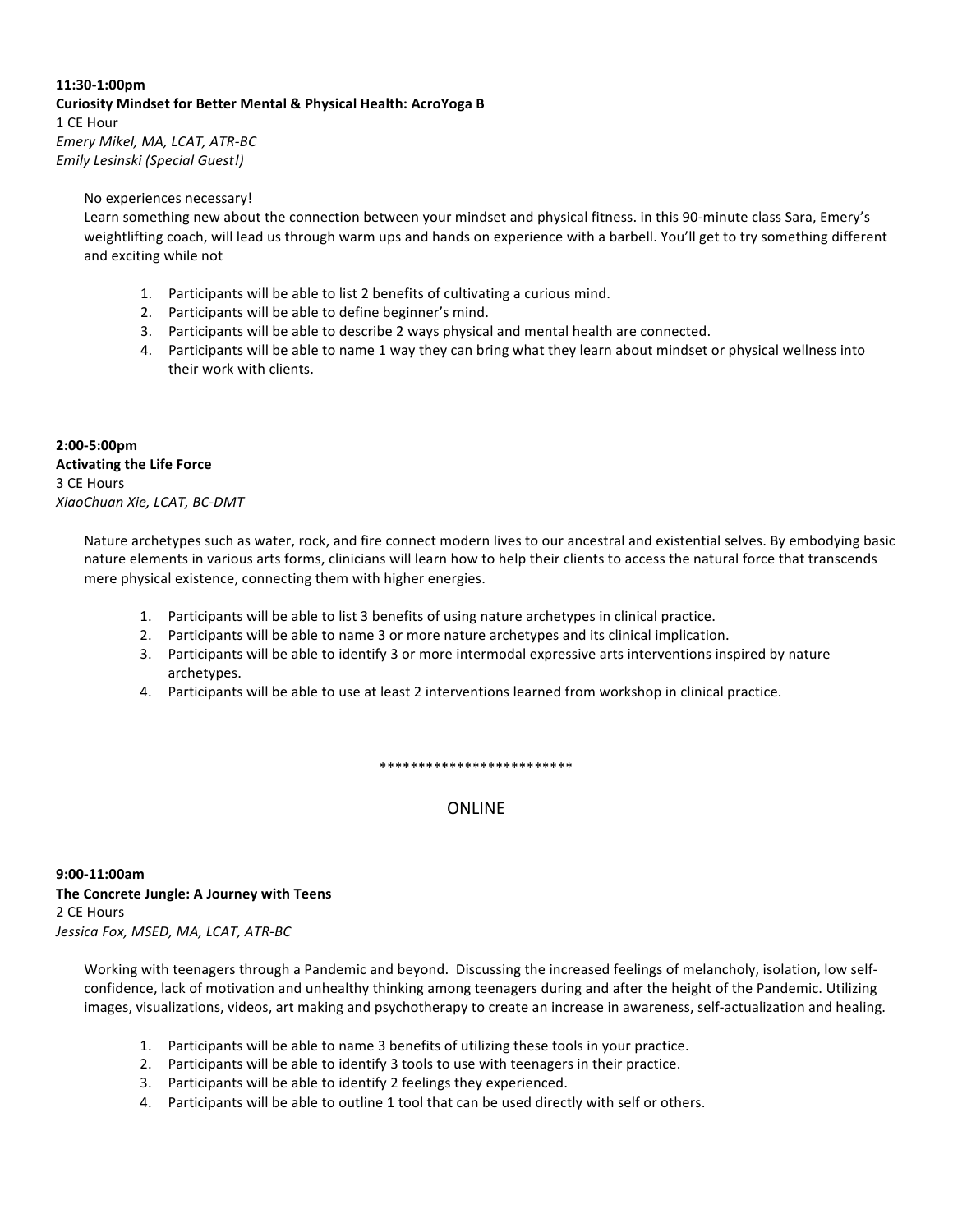**11:30-1:00pm**
**Curiosity Mindset for Better Mental & Physical Health: AcroYoga B**
1 CE Hour
*Emery Mikel, MA, LCAT, ATR-BC*
*Emily Lesinski (Special Guest!)*

No experiences necessary!
Learn something new about the connection between your mindset and physical fitness. in this 90-minute class Sara, Emery's weightlifting coach, will lead us through warm ups and hands on experience with a barbell. You'll get to try something different and exciting while not

1. Participants will be able to list 2 benefits of cultivating a curious mind.
2. Participants will be able to define beginner's mind.
3. Participants will be able to describe 2 ways physical and mental health are connected.
4. Participants will be able to name 1 way they can bring what they learn about mindset or physical wellness into their work with clients.

**2:00-5:00pm**
**Activating the Life Force**
3 CE Hours
*XiaoChuan Xie, LCAT, BC-DMT*

Nature archetypes such as water, rock, and fire connect modern lives to our ancestral and existential selves. By embodying basic nature elements in various arts forms, clinicians will learn how to help their clients to access the natural force that transcends mere physical existence, connecting them with higher energies.

1. Participants will be able to list 3 benefits of using nature archetypes in clinical practice.
2. Participants will be able to name 3 or more nature archetypes and its clinical implication.
3. Participants will be able to identify 3 or more intermodal expressive arts interventions inspired by nature archetypes.
4. Participants will be able to use at least 2 interventions learned from workshop in clinical practice.

*************************

ONLINE

**9:00-11:00am**
**The Concrete Jungle: A Journey with Teens**
2 CE Hours
*Jessica Fox, MSED, MA, LCAT, ATR-BC*

Working with teenagers through a Pandemic and beyond. Discussing the increased feelings of melancholy, isolation, low self-confidence, lack of motivation and unhealthy thinking among teenagers during and after the height of the Pandemic. Utilizing images, visualizations, videos, art making and psychotherapy to create an increase in awareness, self-actualization and healing.

1. Participants will be able to name 3 benefits of utilizing these tools in your practice.
2. Participants will be able to identify 3 tools to use with teenagers in their practice.
3. Participants will be able to identify 2 feelings they experienced.
4. Participants will be able to outline 1 tool that can be used directly with self or others.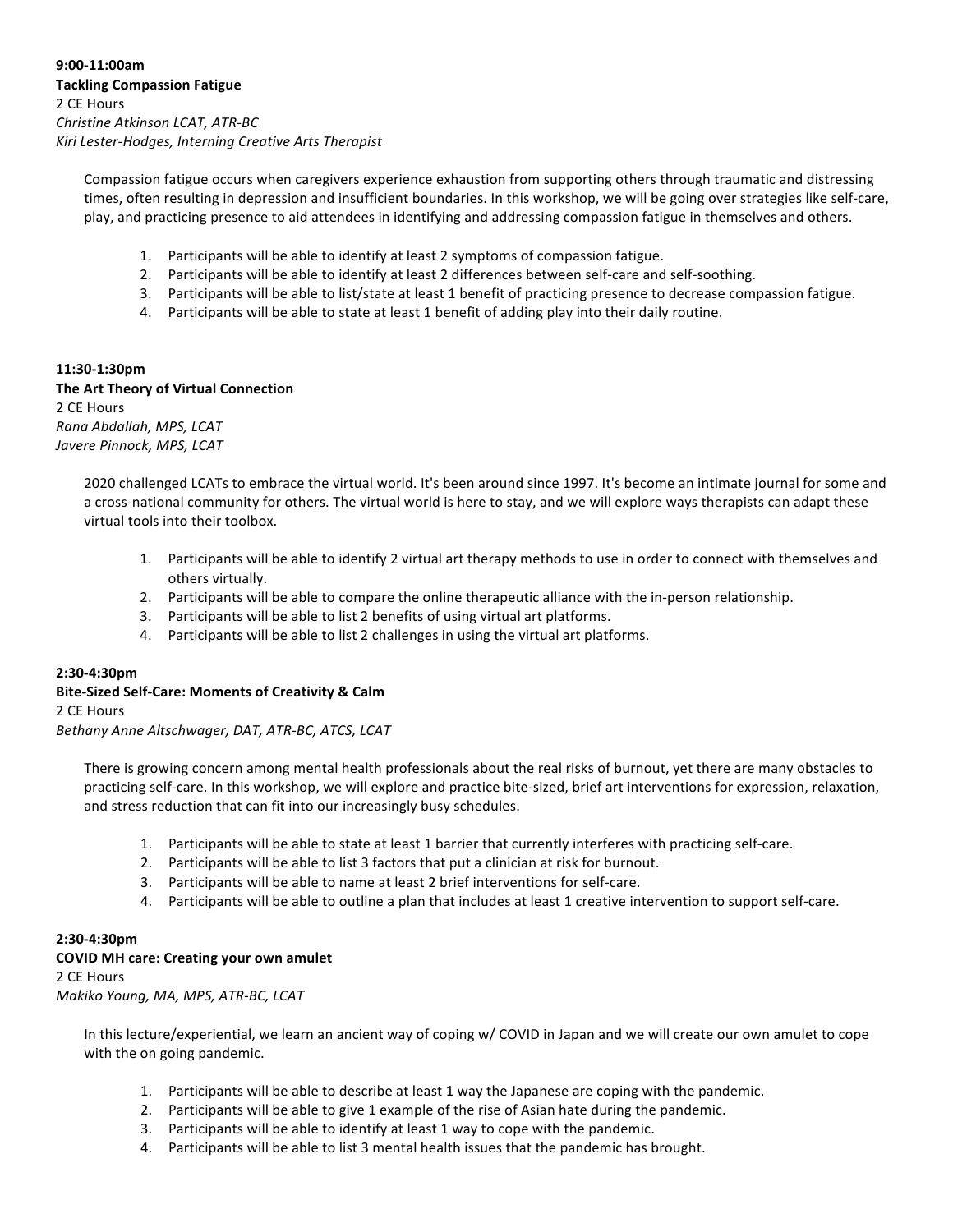**9:00-11:00am**
**Tackling Compassion Fatigue**
2 CE Hours
*Christine Atkinson LCAT, ATR-BC*
*Kiri Lester-Hodges, Interning Creative Arts Therapist*

Compassion fatigue occurs when caregivers experience exhaustion from supporting others through traumatic and distressing times, often resulting in depression and insufficient boundaries. In this workshop, we will be going over strategies like self-care, play, and practicing presence to aid attendees in identifying and addressing compassion fatigue in themselves and others.

1. Participants will be able to identify at least 2 symptoms of compassion fatigue.
2. Participants will be able to identify at least 2 differences between self-care and self-soothing.
3. Participants will be able to list/state at least 1 benefit of practicing presence to decrease compassion fatigue.
4. Participants will be able to state at least 1 benefit of adding play into their daily routine.

**11:30-1:30pm**
**The Art Theory of Virtual Connection**
2 CE Hours
*Rana Abdallah, MPS, LCAT*
*Javere Pinnock, MPS, LCAT*

2020 challenged LCATs to embrace the virtual world. It's been around since 1997. It's become an intimate journal for some and a cross-national community for others. The virtual world is here to stay, and we will explore ways therapists can adapt these virtual tools into their toolbox.

1. Participants will be able to identify 2 virtual art therapy methods to use in order to connect with themselves and others virtually.
2. Participants will be able to compare the online therapeutic alliance with the in-person relationship.
3. Participants will be able to list 2 benefits of using virtual art platforms.
4. Participants will be able to list 2 challenges in using the virtual art platforms.

**2:30-4:30pm**
**Bite-Sized Self-Care: Moments of Creativity & Calm**
2 CE Hours
*Bethany Anne Altschwager, DAT, ATR-BC, ATCS, LCAT*

There is growing concern among mental health professionals about the real risks of burnout, yet there are many obstacles to practicing self-care. In this workshop, we will explore and practice bite-sized, brief art interventions for expression, relaxation, and stress reduction that can fit into our increasingly busy schedules.

1. Participants will be able to state at least 1 barrier that currently interferes with practicing self-care.
2. Participants will be able to list 3 factors that put a clinician at risk for burnout.
3. Participants will be able to name at least 2 brief interventions for self-care.
4. Participants will be able to outline a plan that includes at least 1 creative intervention to support self-care.

**2:30-4:30pm**
**COVID MH care: Creating your own amulet**
2 CE Hours
*Makiko Young, MA, MPS, ATR-BC, LCAT*

In this lecture/experiential, we learn an ancient way of coping w/ COVID in Japan and we will create our own amulet to cope with the on going pandemic.

1. Participants will be able to describe at least 1 way the Japanese are coping with the pandemic.
2. Participants will be able to give 1 example of the rise of Asian hate during the pandemic.
3. Participants will be able to identify at least 1 way to cope with the pandemic.
4. Participants will be able to list 3 mental health issues that the pandemic has brought.